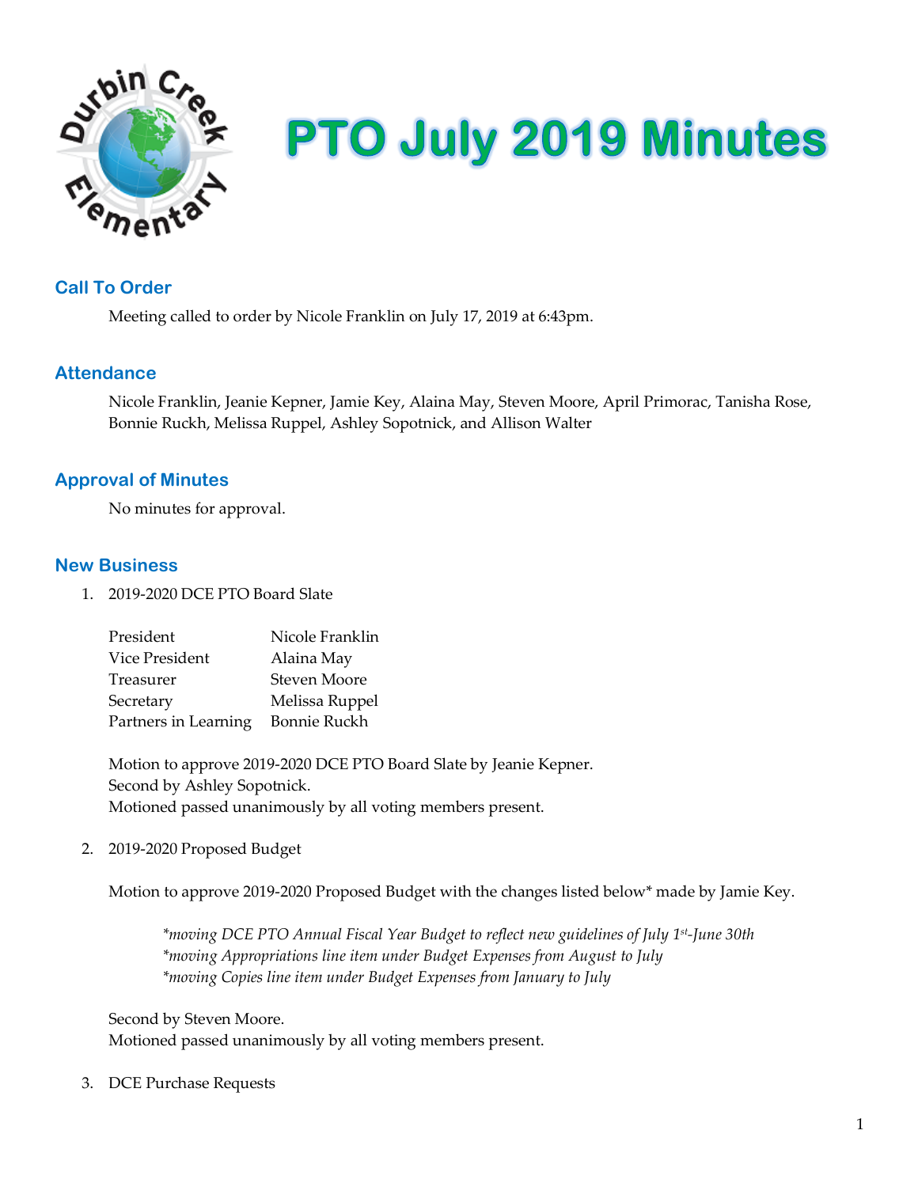# PTO July 2019 Minutes

## Call To Order

Meeting called to order by Nicole Franklin on July 17, 2019 at 6:43pm.

## Attendance

Nicole Franklin, Jeanie Kepner, Jamie Key, Alaina May, Steven Moore, April Primorac, Tanisha Rose, Bonnie Ruckh, Melissa Ruppel, Ashley Sopotnick, and Allison Walter

## Approval of Minutes

No minutes for approval.

## New Business

1. 2019-2020 DCE PTO Board Slate

| | |
|---|---|
| President | Nicole Franklin |
| Vice President | Alaina May |
| Treasurer | Steven Moore |
| Secretary | Melissa Ruppel |
| Partners in Learning | Bonnie Ruckh |

Motion to approve 2019-2020 DCE PTO Board Slate by Jeanie Kepner.
Second by Ashley Sopotnick.
Motioned passed unanimously by all voting members present.

2. 2019-2020 Proposed Budget

Motion to approve 2019-2020 Proposed Budget with the changes listed below* made by Jamie Key.

> *\*moving DCE PTO Annual Fiscal Year Budget to reflect new guidelines of July 1st-June 30th*
> *\*moving Appropriations line item under Budget Expenses from August to July*
> *\*moving Copies line item under Budget Expenses from January to July*

Second by Steven Moore.
Motioned passed unanimously by all voting members present.

3. DCE Purchase Requests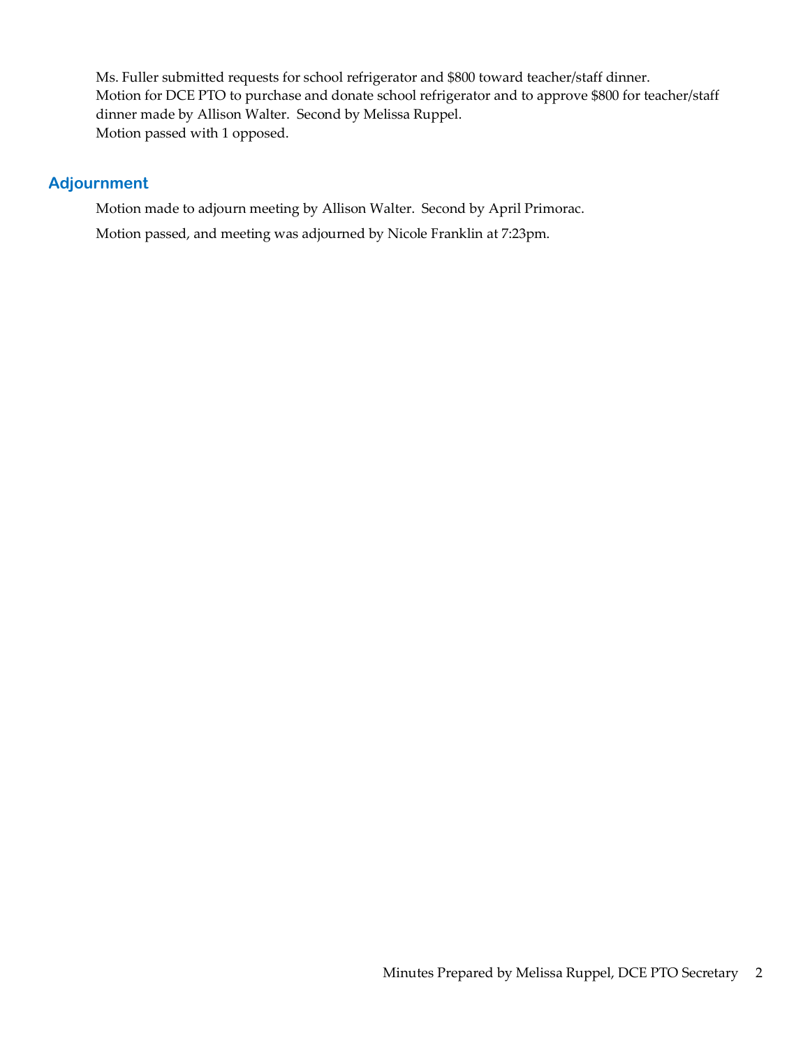Ms. Fuller submitted requests for school refrigerator and $800 toward teacher/staff dinner.
Motion for DCE PTO to purchase and donate school refrigerator and to approve $800 for teacher/staff dinner made by Allison Walter. Second by Melissa Ruppel.
Motion passed with 1 opposed.

## Adjournment

Motion made to adjourn meeting by Allison Walter. Second by April Primorac.

Motion passed, and meeting was adjourned by Nicole Franklin at 7:23pm.

Minutes Prepared by Melissa Ruppel, DCE PTO Secretary